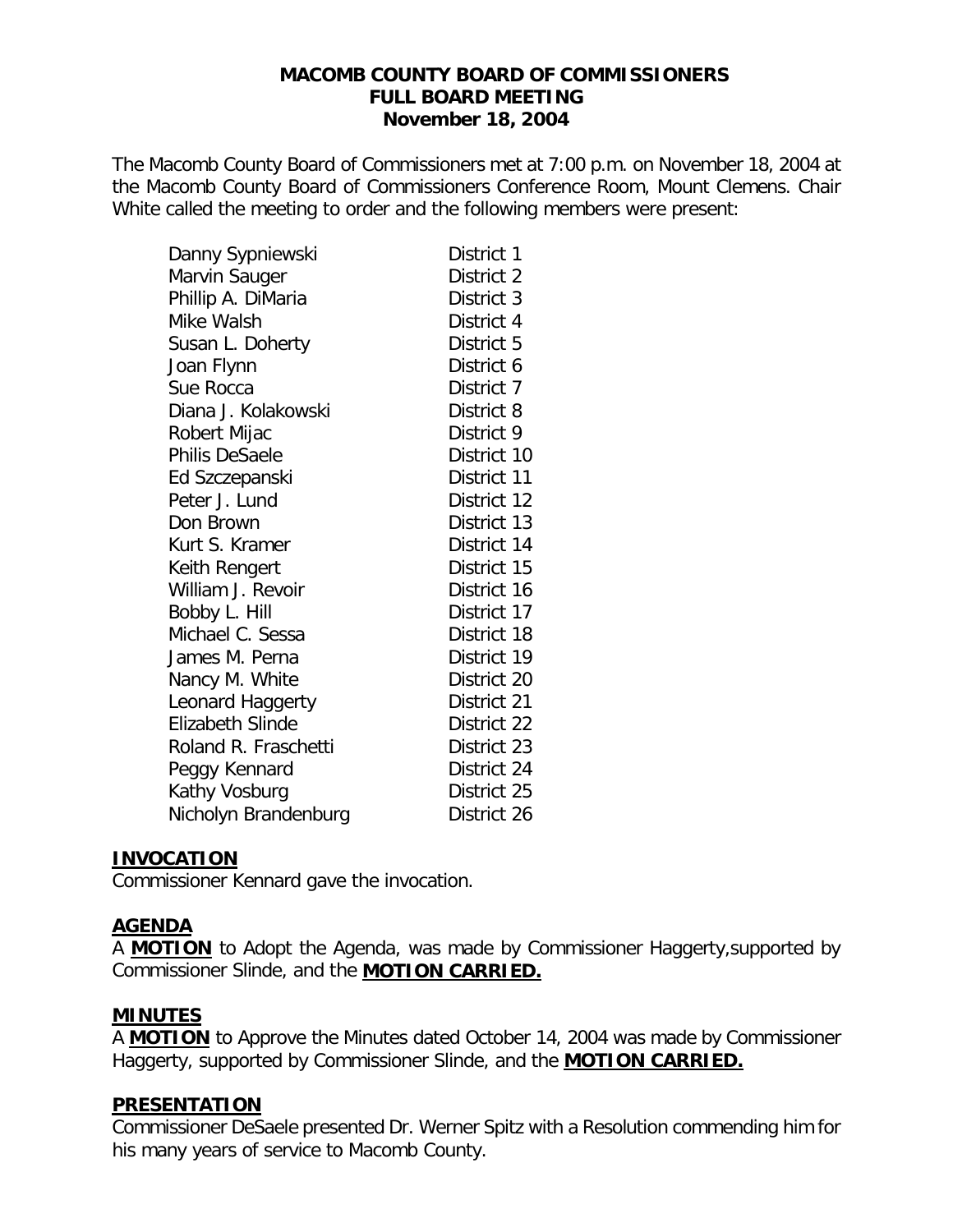**MACOMB COUNTY BOARD OF COMMISSIONERS**
**FULL BOARD MEETING**
**November 18, 2004**

The Macomb County Board of Commissioners met at 7:00 p.m. on November 18, 2004 at the Macomb County Board of Commissioners Conference Room, Mount Clemens. Chair White called the meeting to order and the following members were present:

| | |
|---|---|
| Danny Sypniewski | District 1 |
| Marvin Sauger | District 2 |
| Phillip A. DiMaria | District 3 |
| Mike Walsh | District 4 |
| Susan L. Doherty | District 5 |
| Joan Flynn | District 6 |
| Sue Rocca | District 7 |
| Diana J. Kolakowski | District 8 |
| Robert Mijac | District 9 |
| Philis DeSaele | District 10 |
| Ed Szczepanski | District 11 |
| Peter J. Lund | District 12 |
| Don Brown | District 13 |
| Kurt S. Kramer | District 14 |
| Keith Rengert | District 15 |
| William J. Revoir | District 16 |
| Bobby L. Hill | District 17 |
| Michael C. Sessa | District 18 |
| James M. Perna | District 19 |
| Nancy M. White | District 20 |
| Leonard Haggerty | District 21 |
| Elizabeth Slinde | District 22 |
| Roland R. Fraschetti | District 23 |
| Peggy Kennard | District 24 |
| Kathy Vosburg | District 25 |
| Nicholyn Brandenburg | District 26 |

## INVOCATION

Commissioner Kennard gave the invocation.

## AGENDA

A **MOTION** to Adopt the Agenda, was made by Commissioner Haggerty,supported by Commissioner Slinde, and the **MOTION CARRIED.**

## MINUTES

A **MOTION** to Approve the Minutes dated October 14, 2004 was made by Commissioner Haggerty, supported by Commissioner Slinde, and the **MOTION CARRIED.**

## PRESENTATION

Commissioner DeSaele presented Dr. Werner Spitz with a Resolution commending him for his many years of service to Macomb County.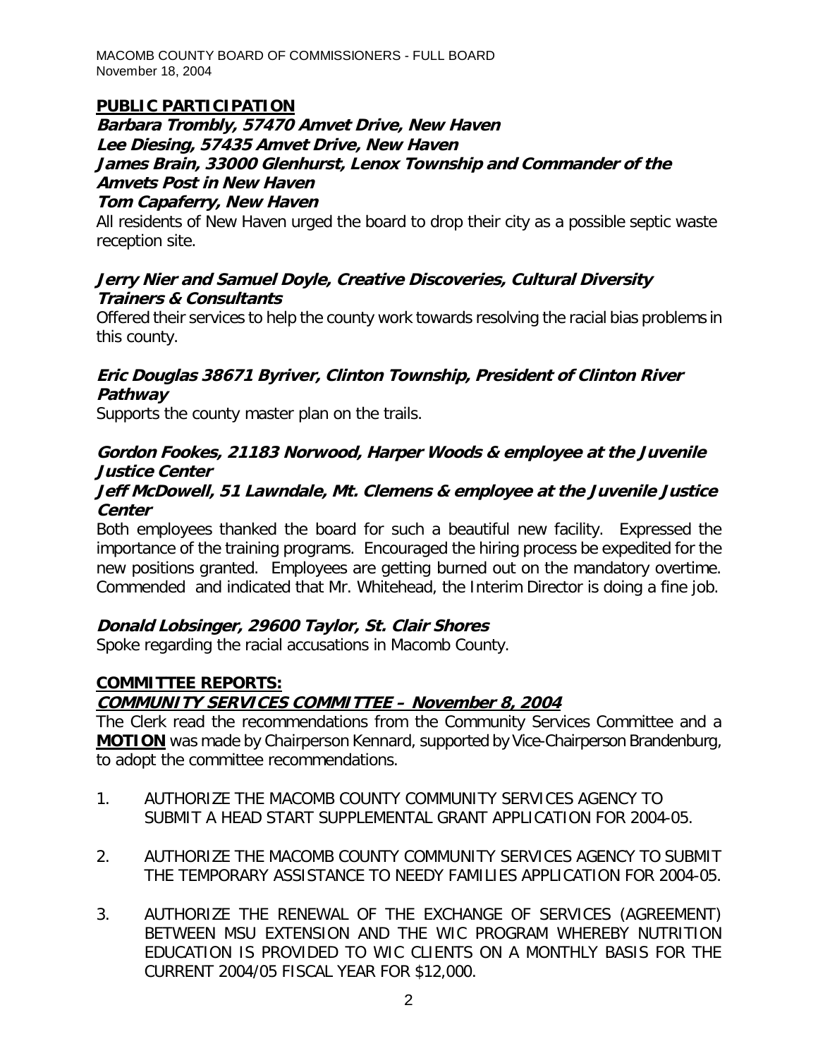## PUBLIC PARTICIPATION

***Barbara Trombly, 57470 Amvet Drive, New Haven***
***Lee Diesing, 57435 Amvet Drive, New Haven***
***James Brain, 33000 Glenhurst, Lenox Township and Commander of the Amvets Post in New Haven***
***Tom Capaferry, New Haven***

All residents of New Haven urged the board to drop their city as a possible septic waste reception site.

***Jerry Nier and Samuel Doyle, Creative Discoveries, Cultural Diversity Trainers & Consultants***

Offered their services to help the county work towards resolving the racial bias problems in this county.

***Eric Douglas 38671 Byriver, Clinton Township, President of Clinton River Pathway***

Supports the county master plan on the trails.

***Gordon Fookes, 21183 Norwood, Harper Woods & employee at the Juvenile Justice Center***
***Jeff McDowell, 51 Lawndale, Mt. Clemens & employee at the Juvenile Justice Center***

Both employees thanked the board for such a beautiful new facility. Expressed the importance of the training programs. Encouraged the hiring process be expedited for the new positions granted. Employees are getting burned out on the mandatory overtime. Commended and indicated that Mr. Whitehead, the Interim Director is doing a fine job.

***Donald Lobsinger, 29600 Taylor, St. Clair Shores***

Spoke regarding the racial accusations in Macomb County.

## COMMITTEE REPORTS:

### *COMMUNITY SERVICES COMMITTEE – November 8, 2004*

The Clerk read the recommendations from the Community Services Committee and a **MOTION** was made by Chairperson Kennard, supported by Vice-Chairperson Brandenburg, to adopt the committee recommendations.

1. AUTHORIZE THE MACOMB COUNTY COMMUNITY SERVICES AGENCY TO SUBMIT A HEAD START SUPPLEMENTAL GRANT APPLICATION FOR 2004-05.

2. AUTHORIZE THE MACOMB COUNTY COMMUNITY SERVICES AGENCY TO SUBMIT THE TEMPORARY ASSISTANCE TO NEEDY FAMILIES APPLICATION FOR 2004-05.

3. AUTHORIZE THE RENEWAL OF THE EXCHANGE OF SERVICES (AGREEMENT) BETWEEN MSU EXTENSION AND THE WIC PROGRAM WHEREBY NUTRITION EDUCATION IS PROVIDED TO WIC CLIENTS ON A MONTHLY BASIS FOR THE CURRENT 2004/05 FISCAL YEAR FOR $12,000.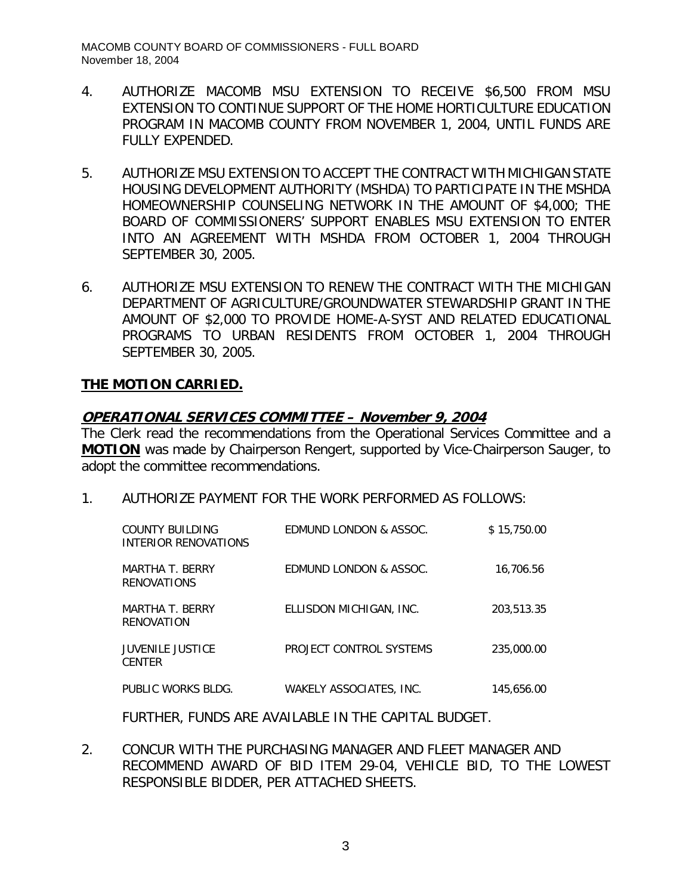4. AUTHORIZE MACOMB MSU EXTENSION TO RECEIVE $6,500 FROM MSU EXTENSION TO CONTINUE SUPPORT OF THE HOME HORTICULTURE EDUCATION PROGRAM IN MACOMB COUNTY FROM NOVEMBER 1, 2004, UNTIL FUNDS ARE FULLY EXPENDED.

5. AUTHORIZE MSU EXTENSION TO ACCEPT THE CONTRACT WITH MICHIGAN STATE HOUSING DEVELOPMENT AUTHORITY (MSHDA) TO PARTICIPATE IN THE MSHDA HOMEOWNERSHIP COUNSELING NETWORK IN THE AMOUNT OF $4,000; THE BOARD OF COMMISSIONERS' SUPPORT ENABLES MSU EXTENSION TO ENTER INTO AN AGREEMENT WITH MSHDA FROM OCTOBER 1, 2004 THROUGH SEPTEMBER 30, 2005.

6. AUTHORIZE MSU EXTENSION TO RENEW THE CONTRACT WITH THE MICHIGAN DEPARTMENT OF AGRICULTURE/GROUNDWATER STEWARDSHIP GRANT IN THE AMOUNT OF $2,000 TO PROVIDE HOME-A-SYST AND RELATED EDUCATIONAL PROGRAMS TO URBAN RESIDENTS FROM OCTOBER 1, 2004 THROUGH SEPTEMBER 30, 2005.

**THE MOTION CARRIED.**

***OPERATIONAL SERVICES COMMITTEE – November 9, 2004***

The Clerk read the recommendations from the Operational Services Committee and a **MOTION** was made by Chairperson Rengert, supported by Vice-Chairperson Sauger, to adopt the committee recommendations.

1. AUTHORIZE PAYMENT FOR THE WORK PERFORMED AS FOLLOWS:

| | | |
|---|---|---|
| COUNTY BUILDING INTERIOR RENOVATIONS | EDMUND LONDON & ASSOC. | $ 15,750.00 |
| MARTHA T. BERRY RENOVATIONS | EDMUND LONDON & ASSOC. | 16,706.56 |
| MARTHA T. BERRY RENOVATION | ELLISDON MICHIGAN, INC. | 203,513.35 |
| JUVENILE JUSTICE CENTER | PROJECT CONTROL SYSTEMS | 235,000.00 |
| PUBLIC WORKS BLDG. | WAKELY ASSOCIATES, INC. | 145,656.00 |

FURTHER, FUNDS ARE AVAILABLE IN THE CAPITAL BUDGET.

2. CONCUR WITH THE PURCHASING MANAGER AND FLEET MANAGER AND RECOMMEND AWARD OF BID ITEM 29-04, VEHICLE BID, TO THE LOWEST RESPONSIBLE BIDDER, PER ATTACHED SHEETS.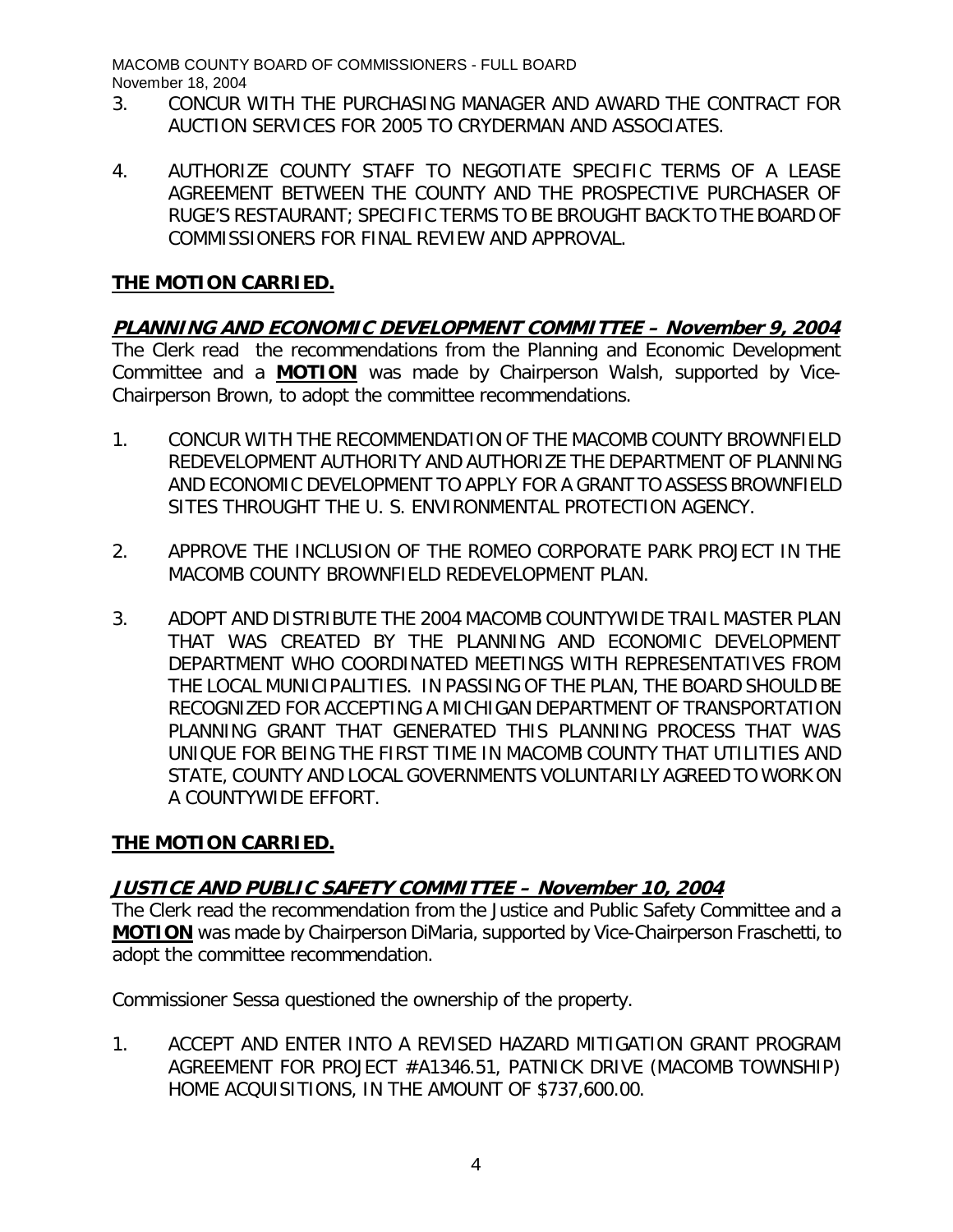3. CONCUR WITH THE PURCHASING MANAGER AND AWARD THE CONTRACT FOR AUCTION SERVICES FOR 2005 TO CRYDERMAN AND ASSOCIATES.

4. AUTHORIZE COUNTY STAFF TO NEGOTIATE SPECIFIC TERMS OF A LEASE AGREEMENT BETWEEN THE COUNTY AND THE PROSPECTIVE PURCHASER OF RUGE'S RESTAURANT; SPECIFIC TERMS TO BE BROUGHT BACK TO THE BOARD OF COMMISSIONERS FOR FINAL REVIEW AND APPROVAL.

**THE MOTION CARRIED.**

***PLANNING AND ECONOMIC DEVELOPMENT COMMITTEE – November 9, 2004***

The Clerk read the recommendations from the Planning and Economic Development Committee and a **MOTION** was made by Chairperson Walsh, supported by Vice-Chairperson Brown, to adopt the committee recommendations.

1. CONCUR WITH THE RECOMMENDATION OF THE MACOMB COUNTY BROWNFIELD REDEVELOPMENT AUTHORITY AND AUTHORIZE THE DEPARTMENT OF PLANNING AND ECONOMIC DEVELOPMENT TO APPLY FOR A GRANT TO ASSESS BROWNFIELD SITES THROUGHT THE U. S. ENVIRONMENTAL PROTECTION AGENCY.

2. APPROVE THE INCLUSION OF THE ROMEO CORPORATE PARK PROJECT IN THE MACOMB COUNTY BROWNFIELD REDEVELOPMENT PLAN.

3. ADOPT AND DISTRIBUTE THE 2004 MACOMB COUNTYWIDE TRAIL MASTER PLAN THAT WAS CREATED BY THE PLANNING AND ECONOMIC DEVELOPMENT DEPARTMENT WHO COORDINATED MEETINGS WITH REPRESENTATIVES FROM THE LOCAL MUNICIPALITIES. IN PASSING OF THE PLAN, THE BOARD SHOULD BE RECOGNIZED FOR ACCEPTING A MICHIGAN DEPARTMENT OF TRANSPORTATION PLANNING GRANT THAT GENERATED THIS PLANNING PROCESS THAT WAS UNIQUE FOR BEING THE FIRST TIME IN MACOMB COUNTY THAT UTILITIES AND STATE, COUNTY AND LOCAL GOVERNMENTS VOLUNTARILY AGREED TO WORK ON A COUNTYWIDE EFFORT.

**THE MOTION CARRIED.**

***JUSTICE AND PUBLIC SAFETY COMMITTEE – November 10, 2004***

The Clerk read the recommendation from the Justice and Public Safety Committee and a **MOTION** was made by Chairperson DiMaria, supported by Vice-Chairperson Fraschetti, to adopt the committee recommendation.

Commissioner Sessa questioned the ownership of the property.

1. ACCEPT AND ENTER INTO A REVISED HAZARD MITIGATION GRANT PROGRAM AGREEMENT FOR PROJECT #A1346.51, PATNICK DRIVE (MACOMB TOWNSHIP) HOME ACQUISITIONS, IN THE AMOUNT OF $737,600.00.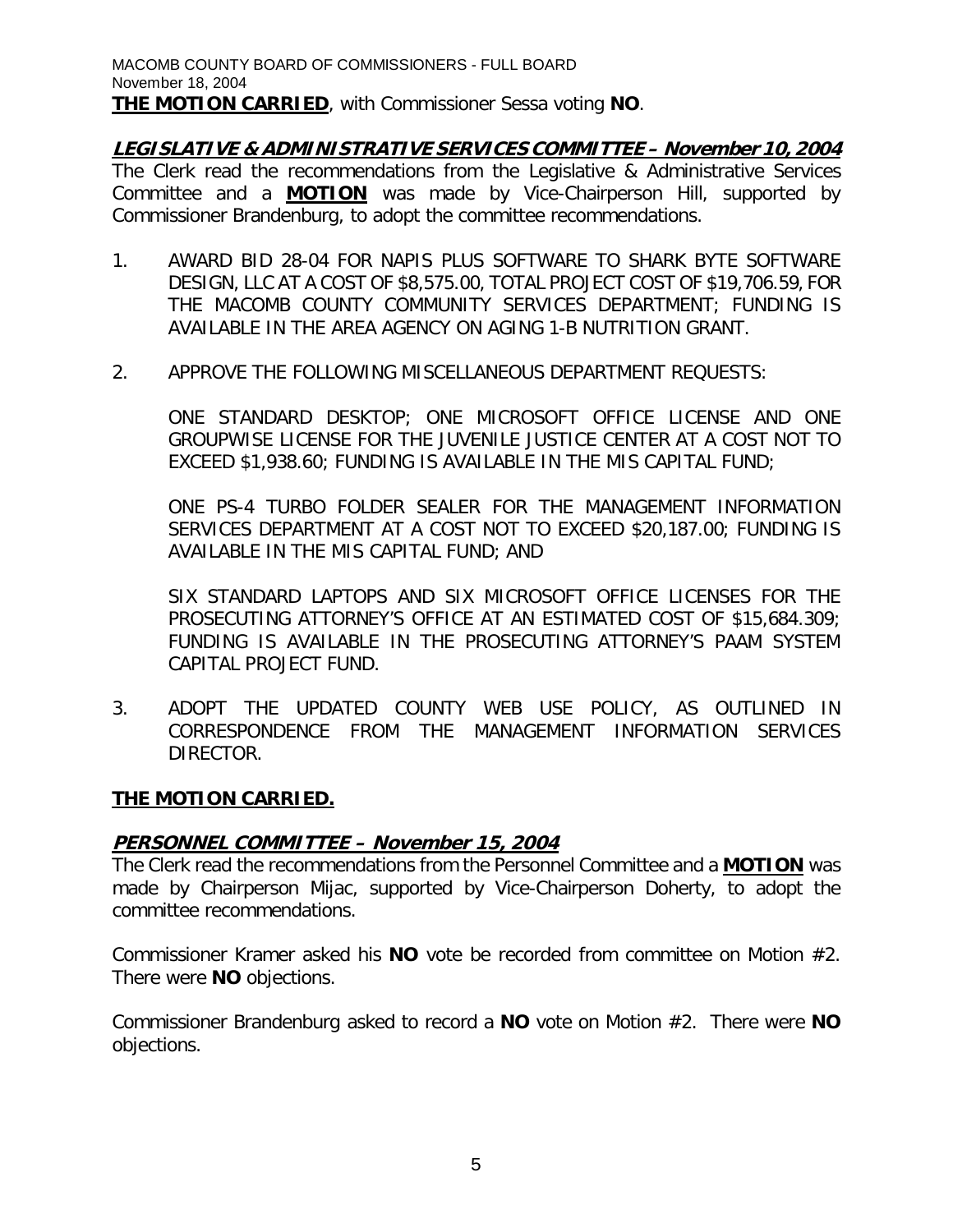**THE MOTION CARRIED**, with Commissioner Sessa voting **NO**.

## ***LEGISLATIVE & ADMINISTRATIVE SERVICES COMMITTEE – November 10, 2004***

The Clerk read the recommendations from the Legislative & Administrative Services Committee and a **MOTION** was made by Vice-Chairperson Hill, supported by Commissioner Brandenburg, to adopt the committee recommendations.

1. AWARD BID 28-04 FOR NAPIS PLUS SOFTWARE TO SHARK BYTE SOFTWARE DESIGN, LLC AT A COST OF $8,575.00, TOTAL PROJECT COST OF $19,706.59, FOR THE MACOMB COUNTY COMMUNITY SERVICES DEPARTMENT; FUNDING IS AVAILABLE IN THE AREA AGENCY ON AGING 1-B NUTRITION GRANT.

2. APPROVE THE FOLLOWING MISCELLANEOUS DEPARTMENT REQUESTS:

   ONE STANDARD DESKTOP; ONE MICROSOFT OFFICE LICENSE AND ONE GROUPWISE LICENSE FOR THE JUVENILE JUSTICE CENTER AT A COST NOT TO EXCEED $1,938.60; FUNDING IS AVAILABLE IN THE MIS CAPITAL FUND;

   ONE PS-4 TURBO FOLDER SEALER FOR THE MANAGEMENT INFORMATION SERVICES DEPARTMENT AT A COST NOT TO EXCEED $20,187.00; FUNDING IS AVAILABLE IN THE MIS CAPITAL FUND; AND

   SIX STANDARD LAPTOPS AND SIX MICROSOFT OFFICE LICENSES FOR THE PROSECUTING ATTORNEY'S OFFICE AT AN ESTIMATED COST OF $15,684.309; FUNDING IS AVAILABLE IN THE PROSECUTING ATTORNEY'S PAAM SYSTEM CAPITAL PROJECT FUND.

3. ADOPT THE UPDATED COUNTY WEB USE POLICY, AS OUTLINED IN CORRESPONDENCE FROM THE MANAGEMENT INFORMATION SERVICES DIRECTOR.

**THE MOTION CARRIED.**

## ***PERSONNEL COMMITTEE – November 15, 2004***

The Clerk read the recommendations from the Personnel Committee and a **MOTION** was made by Chairperson Mijac, supported by Vice-Chairperson Doherty, to adopt the committee recommendations.

Commissioner Kramer asked his **NO** vote be recorded from committee on Motion #2. There were **NO** objections.

Commissioner Brandenburg asked to record a **NO** vote on Motion #2. There were **NO** objections.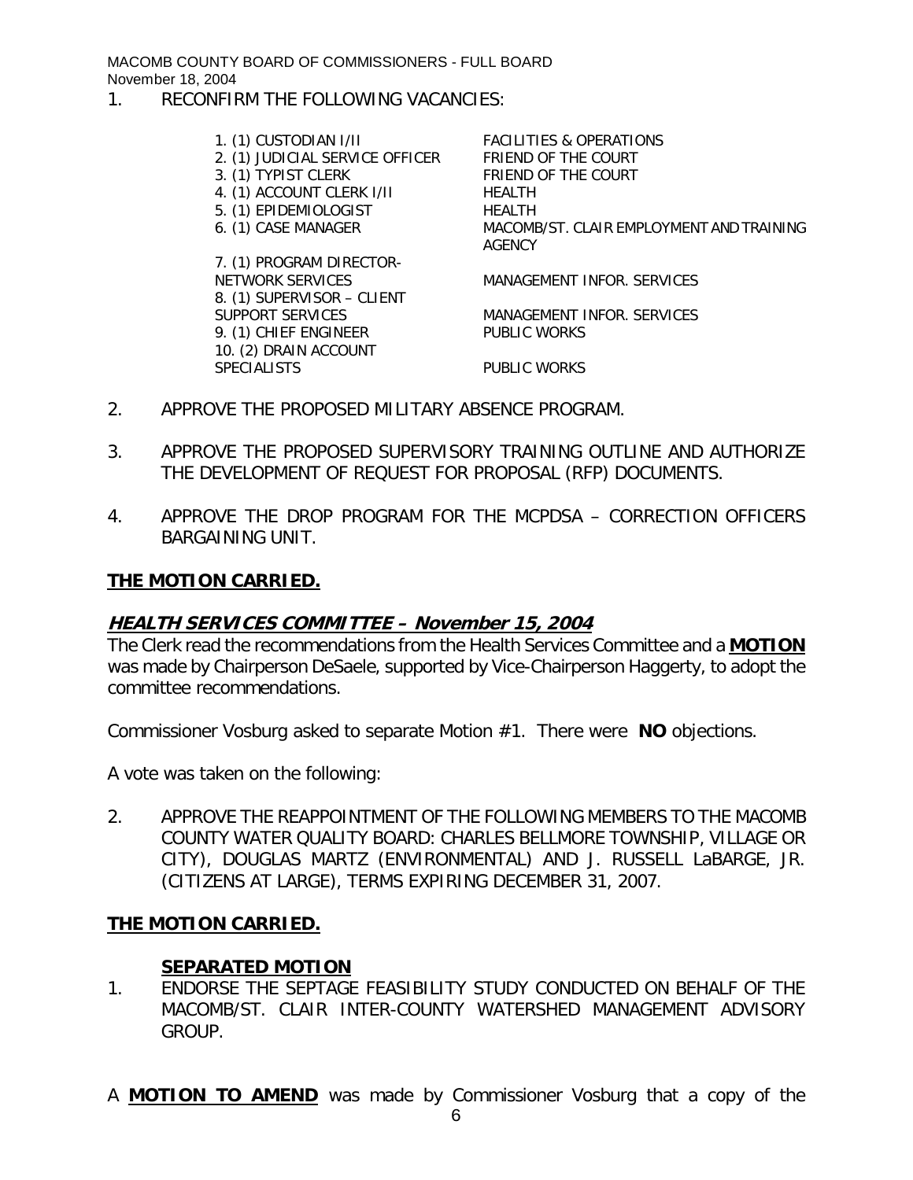1. RECONFIRM THE FOLLOWING VACANCIES:

| | |
|---|---|
| 1. (1) CUSTODIAN I/II | FACILITIES & OPERATIONS |
| 2. (1) JUDICIAL SERVICE OFFICER | FRIEND OF THE COURT |
| 3. (1) TYPIST CLERK | FRIEND OF THE COURT |
| 4. (1) ACCOUNT CLERK I/II | HEALTH |
| 5. (1) EPIDEMIOLOGIST | HEALTH |
| 6. (1) CASE MANAGER | MACOMB/ST. CLAIR EMPLOYMENT AND TRAINING AGENCY |
| 7. (1) PROGRAM DIRECTOR-NETWORK SERVICES | MANAGEMENT INFOR. SERVICES |
| 8. (1) SUPERVISOR – CLIENT SUPPORT SERVICES | MANAGEMENT INFOR. SERVICES |
| 9. (1) CHIEF ENGINEER | PUBLIC WORKS |
| 10. (2) DRAIN ACCOUNT SPECIALISTS | PUBLIC WORKS |

2. APPROVE THE PROPOSED MILITARY ABSENCE PROGRAM.

3. APPROVE THE PROPOSED SUPERVISORY TRAINING OUTLINE AND AUTHORIZE THE DEVELOPMENT OF REQUEST FOR PROPOSAL (RFP) DOCUMENTS.

4. APPROVE THE DROP PROGRAM FOR THE MCPDSA – CORRECTION OFFICERS BARGAINING UNIT.

**THE MOTION CARRIED.**

## ***HEALTH SERVICES COMMITTEE – November 15, 2004***

The Clerk read the recommendations from the Health Services Committee and a **MOTION** was made by Chairperson DeSaele, supported by Vice-Chairperson Haggerty, to adopt the committee recommendations.

Commissioner Vosburg asked to separate Motion #1. There were **NO** objections.

A vote was taken on the following:

2. APPROVE THE REAPPOINTMENT OF THE FOLLOWING MEMBERS TO THE MACOMB COUNTY WATER QUALITY BOARD: CHARLES BELLMORE TOWNSHIP, VILLAGE OR CITY), DOUGLAS MARTZ (ENVIRONMENTAL) AND J. RUSSELL LaBARGE, JR. (CITIZENS AT LARGE), TERMS EXPIRING DECEMBER 31, 2007.

**THE MOTION CARRIED.**

**SEPARATED MOTION**

1. ENDORSE THE SEPTAGE FEASIBILITY STUDY CONDUCTED ON BEHALF OF THE MACOMB/ST. CLAIR INTER-COUNTY WATERSHED MANAGEMENT ADVISORY GROUP.

A **MOTION TO AMEND** was made by Commissioner Vosburg that a copy of the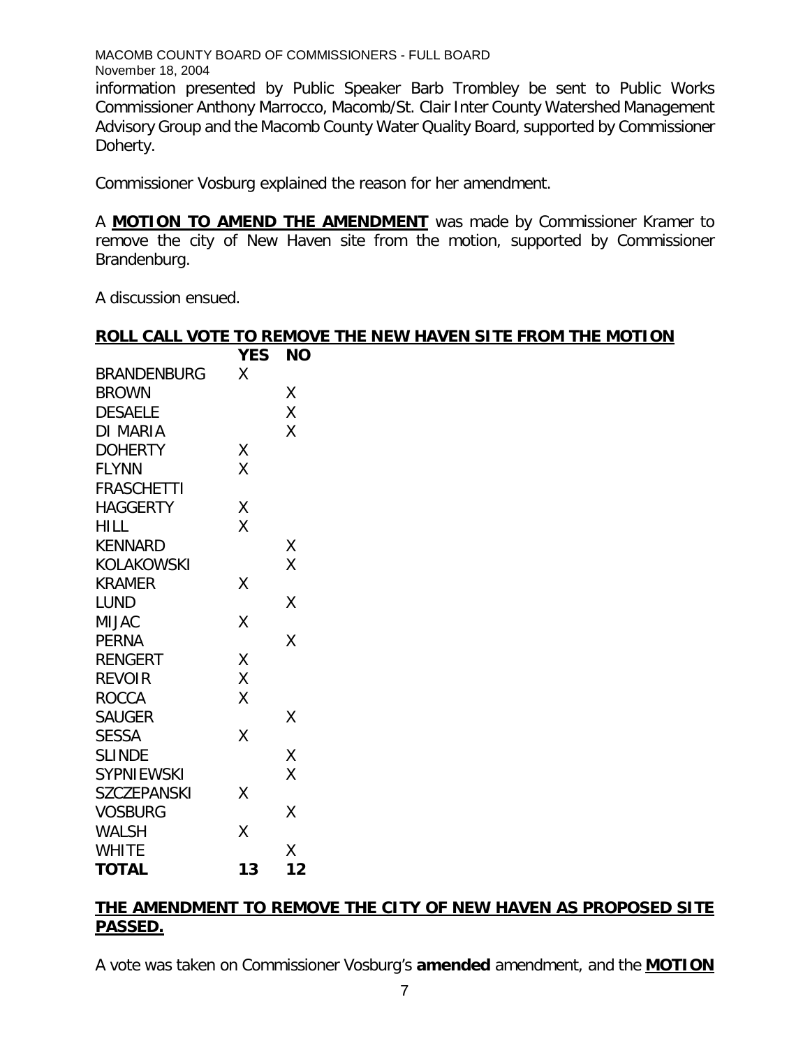information presented by Public Speaker Barb Trombley be sent to Public Works Commissioner Anthony Marrocco, Macomb/St. Clair Inter County Watershed Management Advisory Group and the Macomb County Water Quality Board, supported by Commissioner Doherty.

Commissioner Vosburg explained the reason for her amendment.

A **MOTION TO AMEND THE AMENDMENT** was made by Commissioner Kramer to remove the city of New Haven site from the motion, supported by Commissioner Brandenburg.

A discussion ensued.

**ROLL CALL VOTE TO REMOVE THE NEW HAVEN SITE FROM THE MOTION**

| | YES | NO |
|---|---|---|
| BRANDENBURG | X | |
| BROWN | | X |
| DESAELE | | X |
| DI MARIA | | X |
| DOHERTY | X | |
| FLYNN | X | |
| FRASCHETTI | | |
| HAGGERTY | X | |
| HILL | X | |
| KENNARD | | X |
| KOLAKOWSKI | | X |
| KRAMER | X | |
| LUND | | X |
| MIJAC | X | |
| PERNA | | X |
| RENGERT | X | |
| REVOIR | X | |
| ROCCA | X | |
| SAUGER | | X |
| SESSA | X | |
| SLINDE | | X |
| SYPNIEWSKI | | X |
| SZCZEPANSKI | X | |
| VOSBURG | | X |
| WALSH | X | |
| WHITE | | X |
| **TOTAL** | **13** | **12** |

**THE AMENDMENT TO REMOVE THE CITY OF NEW HAVEN AS PROPOSED SITE PASSED.**

A vote was taken on Commissioner Vosburg's **amended** amendment, and the **MOTION**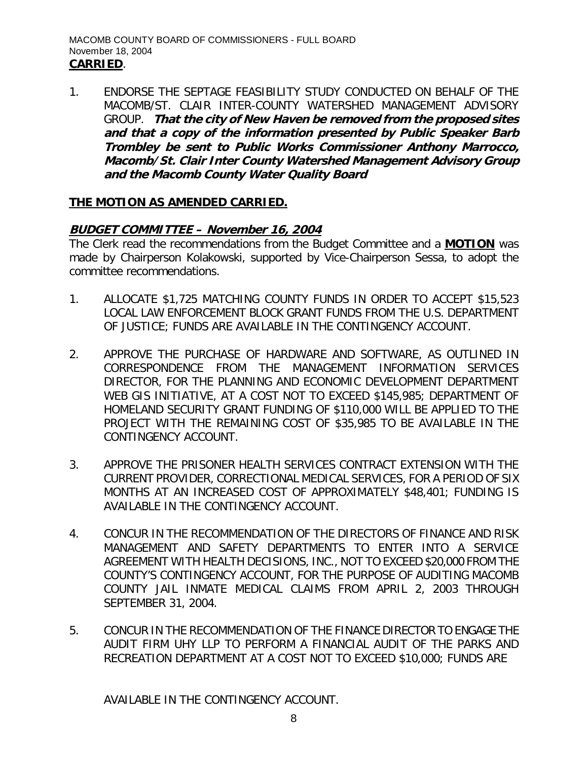**CARRIED**.

1. ENDORSE THE SEPTAGE FEASIBILITY STUDY CONDUCTED ON BEHALF OF THE MACOMB/ST. CLAIR INTER-COUNTY WATERSHED MANAGEMENT ADVISORY GROUP. ***That the city of New Haven be removed from the proposed sites and that a copy of the information presented by Public Speaker Barb Trombley be sent to Public Works Commissioner Anthony Marrocco, Macomb/St. Clair Inter County Watershed Management Advisory Group and the Macomb County Water Quality Board***

**THE MOTION AS AMENDED CARRIED.**

***BUDGET COMMITTEE – November 16, 2004***

The Clerk read the recommendations from the Budget Committee and a **MOTION** was made by Chairperson Kolakowski, supported by Vice-Chairperson Sessa, to adopt the committee recommendations.

1. ALLOCATE $1,725 MATCHING COUNTY FUNDS IN ORDER TO ACCEPT $15,523 LOCAL LAW ENFORCEMENT BLOCK GRANT FUNDS FROM THE U.S. DEPARTMENT OF JUSTICE; FUNDS ARE AVAILABLE IN THE CONTINGENCY ACCOUNT.

2. APPROVE THE PURCHASE OF HARDWARE AND SOFTWARE, AS OUTLINED IN CORRESPONDENCE FROM THE MANAGEMENT INFORMATION SERVICES DIRECTOR, FOR THE PLANNING AND ECONOMIC DEVELOPMENT DEPARTMENT WEB GIS INITIATIVE, AT A COST NOT TO EXCEED $145,985; DEPARTMENT OF HOMELAND SECURITY GRANT FUNDING OF $110,000 WILL BE APPLIED TO THE PROJECT WITH THE REMAINING COST OF $35,985 TO BE AVAILABLE IN THE CONTINGENCY ACCOUNT.

3. APPROVE THE PRISONER HEALTH SERVICES CONTRACT EXTENSION WITH THE CURRENT PROVIDER, CORRECTIONAL MEDICAL SERVICES, FOR A PERIOD OF SIX MONTHS AT AN INCREASED COST OF APPROXIMATELY $48,401; FUNDING IS AVAILABLE IN THE CONTINGENCY ACCOUNT.

4. CONCUR IN THE RECOMMENDATION OF THE DIRECTORS OF FINANCE AND RISK MANAGEMENT AND SAFETY DEPARTMENTS TO ENTER INTO A SERVICE AGREEMENT WITH HEALTH DECISIONS, INC., NOT TO EXCEED $20,000 FROM THE COUNTY'S CONTINGENCY ACCOUNT, FOR THE PURPOSE OF AUDITING MACOMB COUNTY JAIL INMATE MEDICAL CLAIMS FROM APRIL 2, 2003 THROUGH SEPTEMBER 31, 2004.

5. CONCUR IN THE RECOMMENDATION OF THE FINANCE DIRECTOR TO ENGAGE THE AUDIT FIRM UHY LLP TO PERFORM A FINANCIAL AUDIT OF THE PARKS AND RECREATION DEPARTMENT AT A COST NOT TO EXCEED $10,000; FUNDS ARE AVAILABLE IN THE CONTINGENCY ACCOUNT.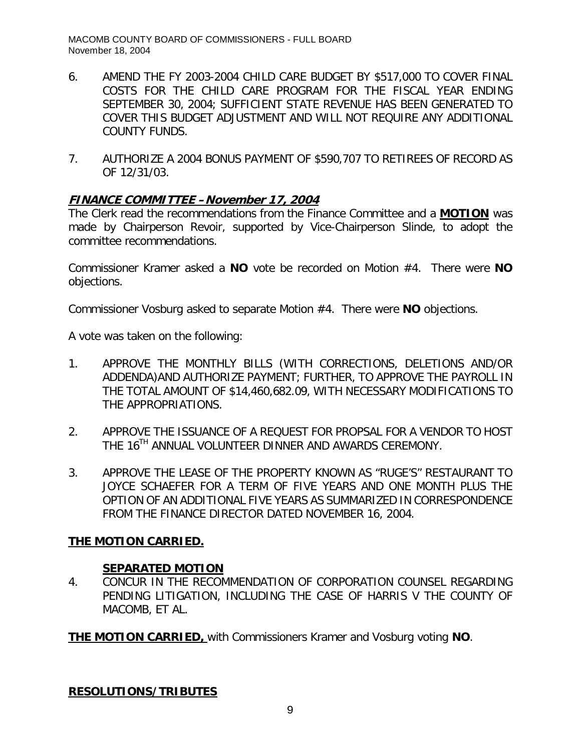6. AMEND THE FY 2003-2004 CHILD CARE BUDGET BY $517,000 TO COVER FINAL COSTS FOR THE CHILD CARE PROGRAM FOR THE FISCAL YEAR ENDING SEPTEMBER 30, 2004; SUFFICIENT STATE REVENUE HAS BEEN GENERATED TO COVER THIS BUDGET ADJUSTMENT AND WILL NOT REQUIRE ANY ADDITIONAL COUNTY FUNDS.

7. AUTHORIZE A 2004 BONUS PAYMENT OF $590,707 TO RETIREES OF RECORD AS OF 12/31/03.

## ***FINANCE COMMITTEE – November 17, 2004***

The Clerk read the recommendations from the Finance Committee and a **MOTION** was made by Chairperson Revoir, supported by Vice-Chairperson Slinde, to adopt the committee recommendations.

Commissioner Kramer asked a **NO** vote be recorded on Motion #4. There were **NO** objections.

Commissioner Vosburg asked to separate Motion #4. There were **NO** objections.

A vote was taken on the following:

1. APPROVE THE MONTHLY BILLS (WITH CORRECTIONS, DELETIONS AND/OR ADDENDA)AND AUTHORIZE PAYMENT; FURTHER, TO APPROVE THE PAYROLL IN THE TOTAL AMOUNT OF $14,460,682.09, WITH NECESSARY MODIFICATIONS TO THE APPROPRIATIONS.

2. APPROVE THE ISSUANCE OF A REQUEST FOR PROPSAL FOR A VENDOR TO HOST THE 16TH ANNUAL VOLUNTEER DINNER AND AWARDS CEREMONY.

3. APPROVE THE LEASE OF THE PROPERTY KNOWN AS "RUGE'S" RESTAURANT TO JOYCE SCHAEFER FOR A TERM OF FIVE YEARS AND ONE MONTH PLUS THE OPTION OF AN ADDITIONAL FIVE YEARS AS SUMMARIZED IN CORRESPONDENCE FROM THE FINANCE DIRECTOR DATED NOVEMBER 16, 2004.

**THE MOTION CARRIED.**

**SEPARATED MOTION**

4. CONCUR IN THE RECOMMENDATION OF CORPORATION COUNSEL REGARDING PENDING LITIGATION, INCLUDING THE CASE OF HARRIS V THE COUNTY OF MACOMB, ET AL.

**THE MOTION CARRIED,** with Commissioners Kramer and Vosburg voting **NO**.

## **RESOLUTIONS/TRIBUTES**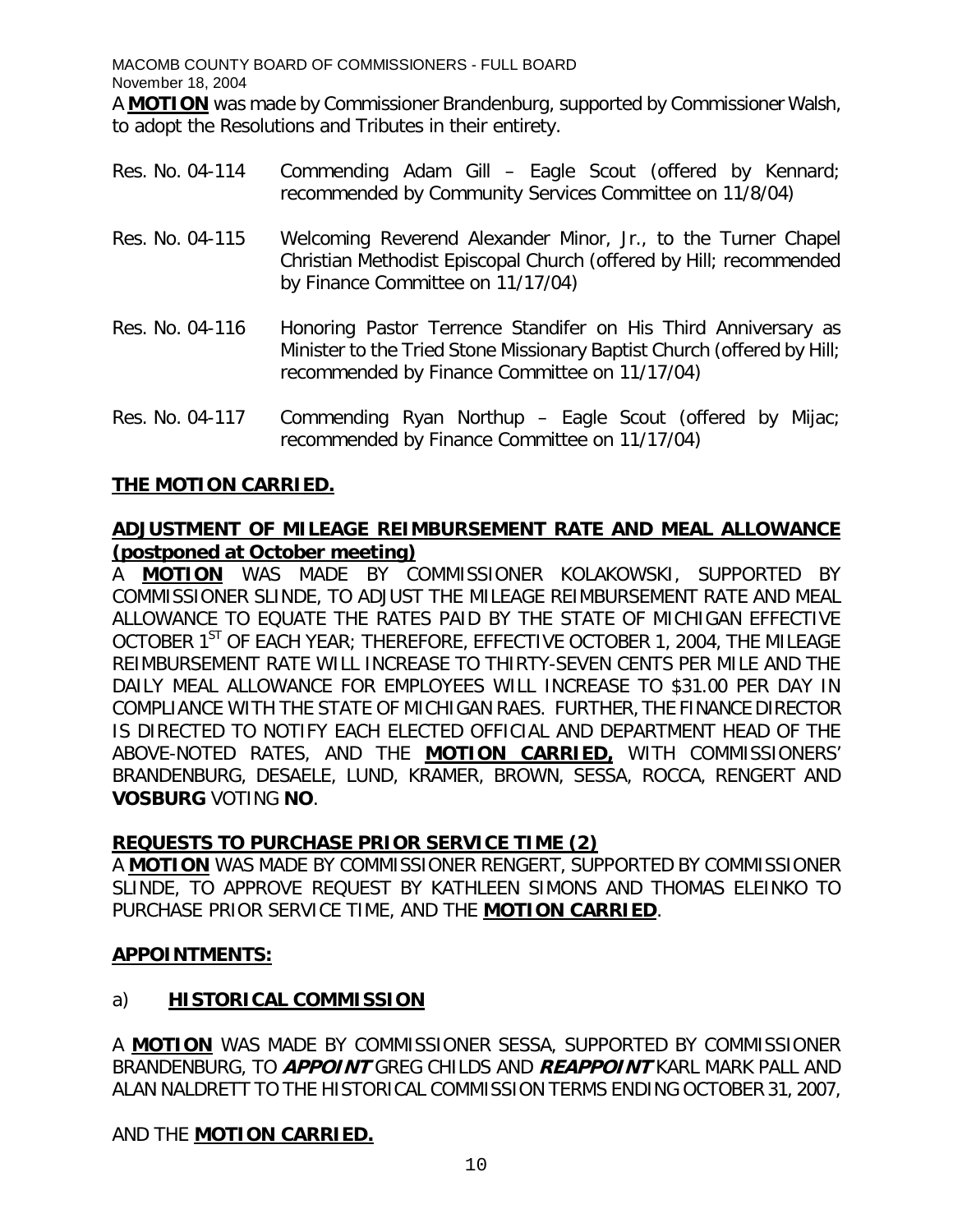A **MOTION** was made by Commissioner Brandenburg, supported by Commissioner Walsh, to adopt the Resolutions and Tributes in their entirety.

| | |
|---|---|
| Res. No. 04-114 | Commending Adam Gill – Eagle Scout (offered by Kennard; recommended by Community Services Committee on 11/8/04) |
| Res. No. 04-115 | Welcoming Reverend Alexander Minor, Jr., to the Turner Chapel Christian Methodist Episcopal Church (offered by Hill; recommended by Finance Committee on 11/17/04) |
| Res. No. 04-116 | Honoring Pastor Terrence Standifer on His Third Anniversary as Minister to the Tried Stone Missionary Baptist Church (offered by Hill; recommended by Finance Committee on 11/17/04) |
| Res. No. 04-117 | Commending Ryan Northup – Eagle Scout (offered by Mijac; recommended by Finance Committee on 11/17/04) |

**THE MOTION CARRIED.**

**ADJUSTMENT OF MILEAGE REIMBURSEMENT RATE AND MEAL ALLOWANCE (postponed at October meeting)**

A **MOTION** WAS MADE BY COMMISSIONER KOLAKOWSKI, SUPPORTED BY COMMISSIONER SLINDE, TO ADJUST THE MILEAGE REIMBURSEMENT RATE AND MEAL ALLOWANCE TO EQUATE THE RATES PAID BY THE STATE OF MICHIGAN EFFECTIVE OCTOBER 1ST OF EACH YEAR; THEREFORE, EFFECTIVE OCTOBER 1, 2004, THE MILEAGE REIMBURSEMENT RATE WILL INCREASE TO THIRTY-SEVEN CENTS PER MILE AND THE DAILY MEAL ALLOWANCE FOR EMPLOYEES WILL INCREASE TO $31.00 PER DAY IN COMPLIANCE WITH THE STATE OF MICHIGAN RAES. FURTHER, THE FINANCE DIRECTOR IS DIRECTED TO NOTIFY EACH ELECTED OFFICIAL AND DEPARTMENT HEAD OF THE ABOVE-NOTED RATES, AND THE **MOTION CARRIED,** WITH COMMISSIONERS' BRANDENBURG, DESAELE, LUND, KRAMER, BROWN, SESSA, ROCCA, RENGERT AND **VOSBURG** VOTING **NO**.

**REQUESTS TO PURCHASE PRIOR SERVICE TIME (2)**

A **MOTION** WAS MADE BY COMMISSIONER RENGERT, SUPPORTED BY COMMISSIONER SLINDE, TO APPROVE REQUEST BY KATHLEEN SIMONS AND THOMAS ELEINKO TO PURCHASE PRIOR SERVICE TIME, AND THE **MOTION CARRIED**.

**APPOINTMENTS:**

a) **HISTORICAL COMMISSION**

A **MOTION** WAS MADE BY COMMISSIONER SESSA, SUPPORTED BY COMMISSIONER BRANDENBURG, TO ***APPOINT*** GREG CHILDS AND ***REAPPOINT*** KARL MARK PALL AND ALAN NALDRETT TO THE HISTORICAL COMMISSION TERMS ENDING OCTOBER 31, 2007,

AND THE **MOTION CARRIED.**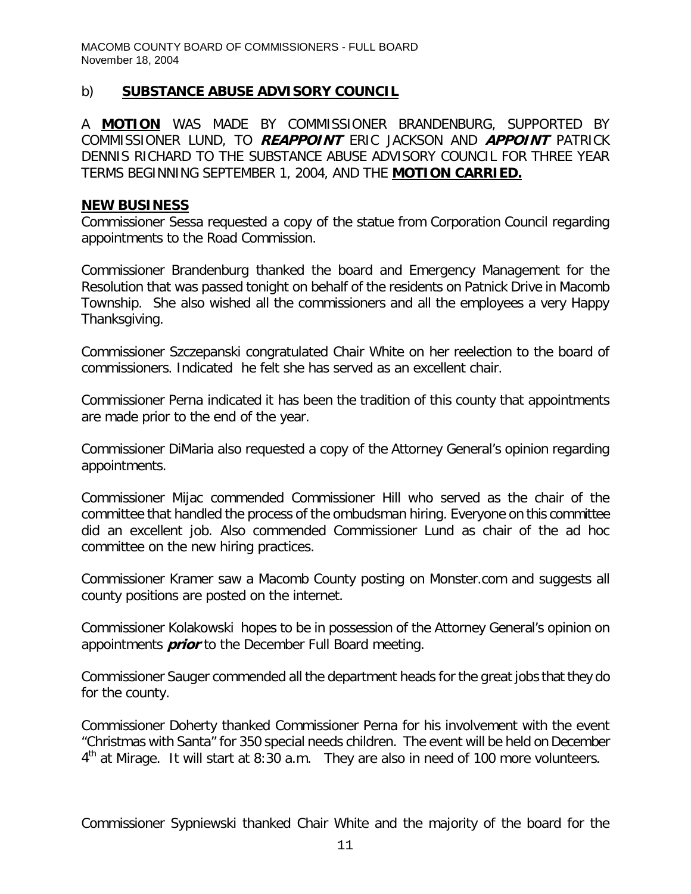b) **SUBSTANCE ABUSE ADVISORY COUNCIL**

A **MOTION** WAS MADE BY COMMISSIONER BRANDENBURG, SUPPORTED BY COMMISSIONER LUND, TO ***REAPPOINT*** ERIC JACKSON AND ***APPOINT*** PATRICK DENNIS RICHARD TO THE SUBSTANCE ABUSE ADVISORY COUNCIL FOR THREE YEAR TERMS BEGINNING SEPTEMBER 1, 2004, AND THE **MOTION CARRIED.**

**NEW BUSINESS**

Commissioner Sessa requested a copy of the statue from Corporation Council regarding appointments to the Road Commission.

Commissioner Brandenburg thanked the board and Emergency Management for the Resolution that was passed tonight on behalf of the residents on Patnick Drive in Macomb Township. She also wished all the commissioners and all the employees a very Happy Thanksgiving.

Commissioner Szczepanski congratulated Chair White on her reelection to the board of commissioners. Indicated he felt she has served as an excellent chair.

Commissioner Perna indicated it has been the tradition of this county that appointments are made prior to the end of the year.

Commissioner DiMaria also requested a copy of the Attorney General's opinion regarding appointments.

Commissioner Mijac commended Commissioner Hill who served as the chair of the committee that handled the process of the ombudsman hiring. Everyone on this committee did an excellent job. Also commended Commissioner Lund as chair of the ad hoc committee on the new hiring practices.

Commissioner Kramer saw a Macomb County posting on Monster.com and suggests all county positions are posted on the internet.

Commissioner Kolakowski hopes to be in possession of the Attorney General's opinion on appointments ***prior*** to the December Full Board meeting.

Commissioner Sauger commended all the department heads for the great jobs that they do for the county.

Commissioner Doherty thanked Commissioner Perna for his involvement with the event "Christmas with Santa" for 350 special needs children. The event will be held on December 4th at Mirage. It will start at 8:30 a.m. They are also in need of 100 more volunteers.

Commissioner Sypniewski thanked Chair White and the majority of the board for the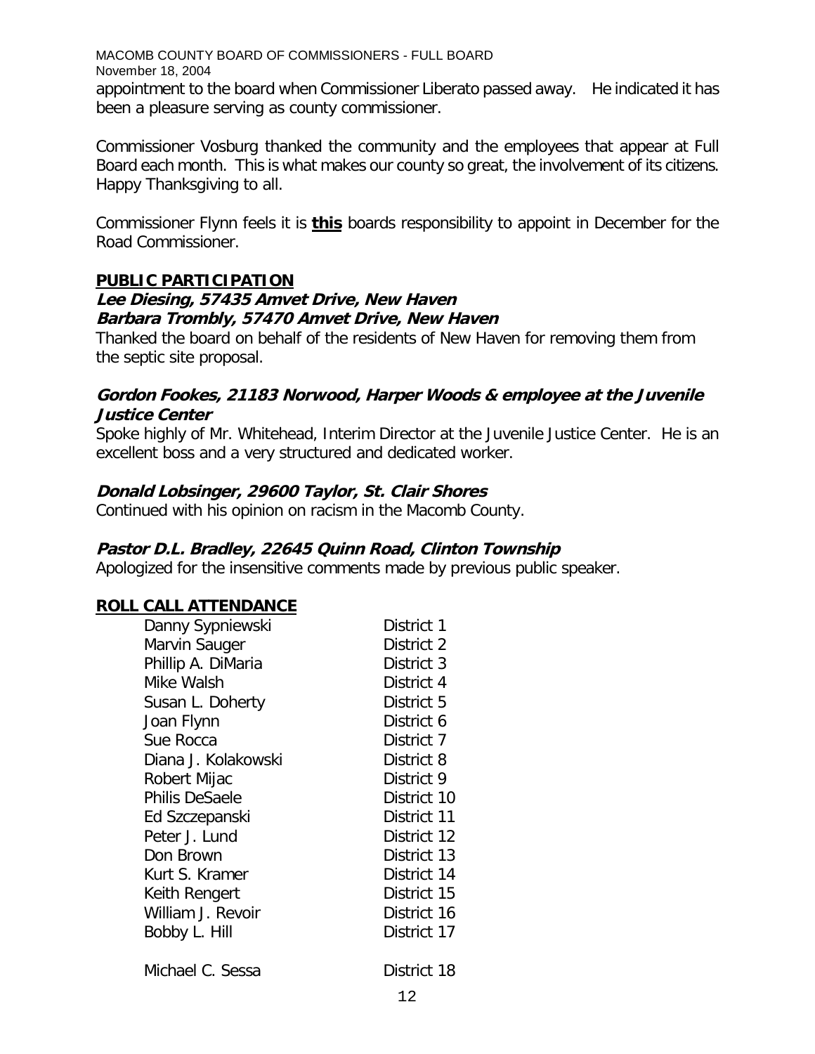appointment to the board when Commissioner Liberato passed away. He indicated it has been a pleasure serving as county commissioner.

Commissioner Vosburg thanked the community and the employees that appear at Full Board each month. This is what makes our county so great, the involvement of its citizens. Happy Thanksgiving to all.

Commissioner Flynn feels it is **this** boards responsibility to appoint in December for the Road Commissioner.

## PUBLIC PARTICIPATION

***Lee Diesing, 57435 Amvet Drive, New Haven***
***Barbara Trombly, 57470 Amvet Drive, New Haven***

Thanked the board on behalf of the residents of New Haven for removing them from the septic site proposal.

***Gordon Fookes, 21183 Norwood, Harper Woods & employee at the Juvenile Justice Center***

Spoke highly of Mr. Whitehead, Interim Director at the Juvenile Justice Center. He is an excellent boss and a very structured and dedicated worker.

***Donald Lobsinger, 29600 Taylor, St. Clair Shores***

Continued with his opinion on racism in the Macomb County.

***Pastor D.L. Bradley, 22645 Quinn Road, Clinton Township***

Apologized for the insensitive comments made by previous public speaker.

## ROLL CALL ATTENDANCE

| | |
|---|---|
| Danny Sypniewski | District 1 |
| Marvin Sauger | District 2 |
| Phillip A. DiMaria | District 3 |
| Mike Walsh | District 4 |
| Susan L. Doherty | District 5 |
| Joan Flynn | District 6 |
| Sue Rocca | District 7 |
| Diana J. Kolakowski | District 8 |
| Robert Mijac | District 9 |
| Philis DeSaele | District 10 |
| Ed Szczepanski | District 11 |
| Peter J. Lund | District 12 |
| Don Brown | District 13 |
| Kurt S. Kramer | District 14 |
| Keith Rengert | District 15 |
| William J. Revoir | District 16 |
| Bobby L. Hill | District 17 |
| Michael C. Sessa | District 18 |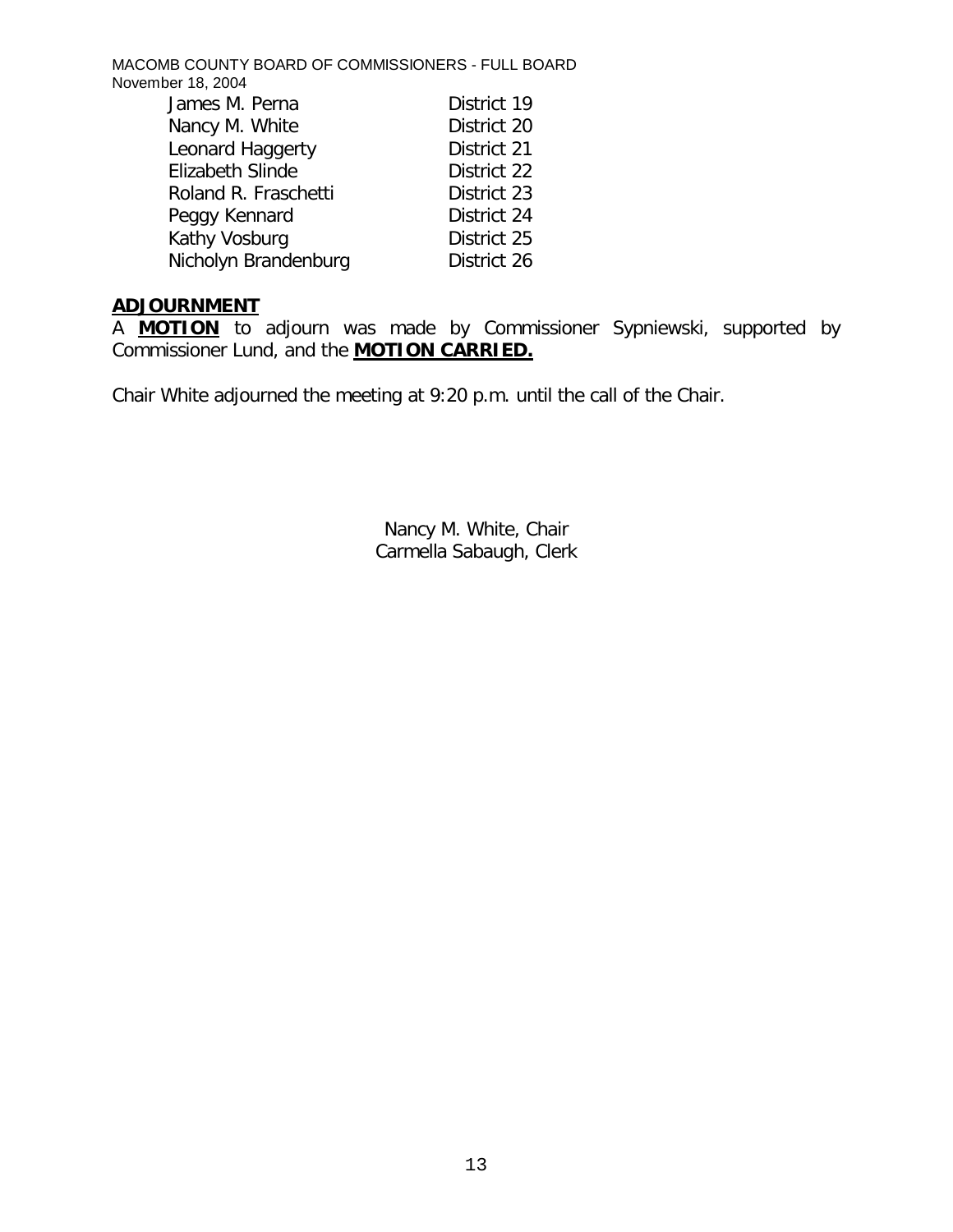| | |
|---|---|
| James M. Perna | District 19 |
| Nancy M. White | District 20 |
| Leonard Haggerty | District 21 |
| Elizabeth Slinde | District 22 |
| Roland R. Fraschetti | District 23 |
| Peggy Kennard | District 24 |
| Kathy Vosburg | District 25 |
| Nicholyn Brandenburg | District 26 |

**ADJOURNMENT**

A **MOTION** to adjourn was made by Commissioner Sypniewski, supported by Commissioner Lund, and the **MOTION CARRIED.**

Chair White adjourned the meeting at 9:20 p.m. until the call of the Chair.

Nancy M. White, Chair
Carmella Sabaugh, Clerk